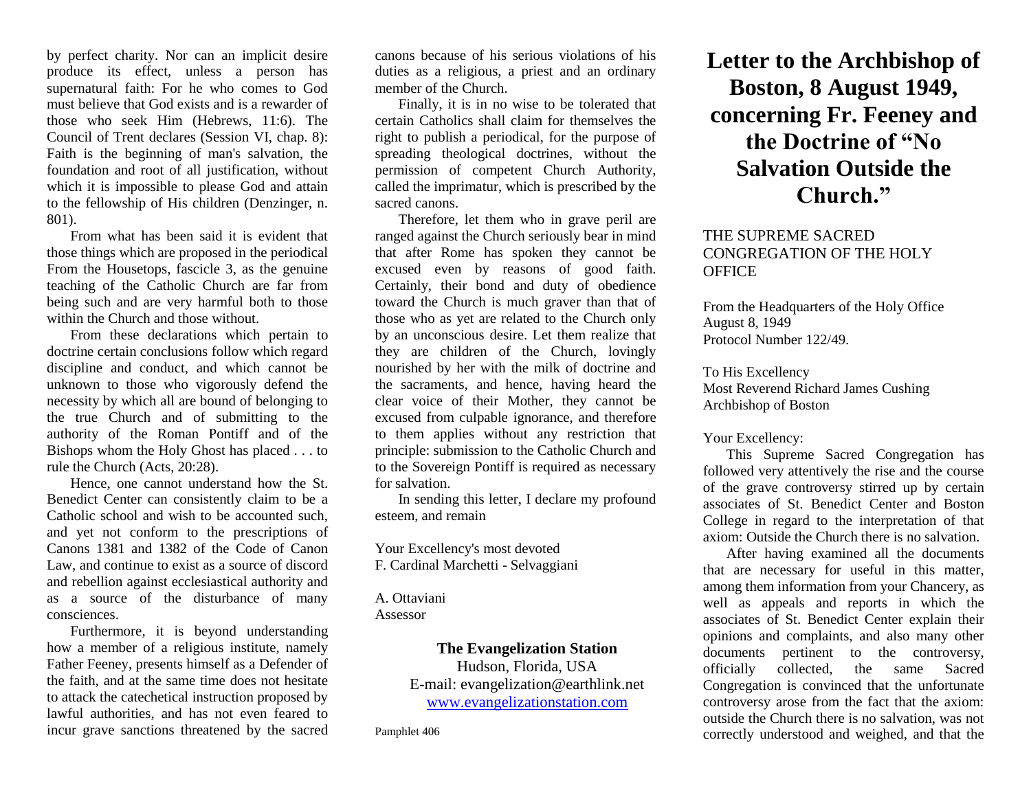by perfect charity. Nor can an implicit desire produce its effect, unless a person has supernatural faith: For he who comes to God must believe that God exists and is a rewarder of those who seek Him (Hebrews, 11:6). The Council of Trent declares (Session VI, chap. 8): Faith is the beginning of man's salvation, the foundation and root of all justification, without which it is impossible to please God and attain to the fellowship of His children (Denzinger, n. 801).

From what has been said it is evident that those things which are proposed in the periodical From the Housetops, fascicle 3, as the genuine teaching of the Catholic Church are far from being such and are very harmful both to those within the Church and those without.

From these declarations which pertain to doctrine certain conclusions follow which regard discipline and conduct, and which cannot be unknown to those who vigorously defend the necessity by which all are bound of belonging to the true Church and of submitting to the authority of the Roman Pontiff and of the Bishops whom the Holy Ghost has placed . . . to rule the Church (Acts, 20:28).

Hence, one cannot understand how the St. Benedict Center can consistently claim to be a Catholic school and wish to be accounted such, and yet not conform to the prescriptions of Canons 1381 and 1382 of the Code of Canon Law, and continue to exist as a source of discord and rebellion against ecclesiastical authority and as a source of the disturbance of many consciences.

Furthermore, it is beyond understanding how a member of a religious institute, namely Father Feeney, presents himself as a Defender of the faith, and at the same time does not hesitate to attack the catechetical instruction proposed by lawful authorities, and has not even feared to incur grave sanctions threatened by the sacred canons because of his serious violations of his duties as a religious, a priest and an ordinary member of the Church.

Finally, it is in no wise to be tolerated that certain Catholics shall claim for themselves the right to publish a periodical, for the purpose of spreading theological doctrines, without the permission of competent Church Authority, called the imprimatur, which is prescribed by the sacred canons.

Therefore, let them who in grave peril are ranged against the Church seriously bear in mind that after Rome has spoken they cannot be excused even by reasons of good faith. Certainly, their bond and duty of obedience toward the Church is much graver than that of those who as yet are related to the Church only by an unconscious desire. Let them realize that they are children of the Church, lovingly nourished by her with the milk of doctrine and the sacraments, and hence, having heard the clear voice of their Mother, they cannot be excused from culpable ignorance, and therefore to them applies without any restriction that principle: submission to the Catholic Church and to the Sovereign Pontiff is required as necessary for salvation.

In sending this letter, I declare my profound esteem, and remain

Your Excellency's most devoted
F. Cardinal Marchetti - Selvaggiani

A. Ottaviani
Assessor

**The Evangelization Station**
Hudson, Florida, USA
E-mail: evangelization@earthlink.net
www.evangelizationstation.com

Pamphlet 406

# Letter to the Archbishop of Boston, 8 August 1949, concerning Fr. Feeney and the Doctrine of "No Salvation Outside the Church."

THE SUPREME SACRED CONGREGATION OF THE HOLY OFFICE

From the Headquarters of the Holy Office
August 8, 1949
Protocol Number 122/49.

To His Excellency
Most Reverend Richard James Cushing
Archbishop of Boston

Your Excellency:

This Supreme Sacred Congregation has followed very attentively the rise and the course of the grave controversy stirred up by certain associates of St. Benedict Center and Boston College in regard to the interpretation of that axiom: Outside the Church there is no salvation.

After having examined all the documents that are necessary for useful in this matter, among them information from your Chancery, as well as appeals and reports in which the associates of St. Benedict Center explain their opinions and complaints, and also many other documents pertinent to the controversy, officially collected, the same Sacred Congregation is convinced that the unfortunate controversy arose from the fact that the axiom: outside the Church there is no salvation, was not correctly understood and weighed, and that the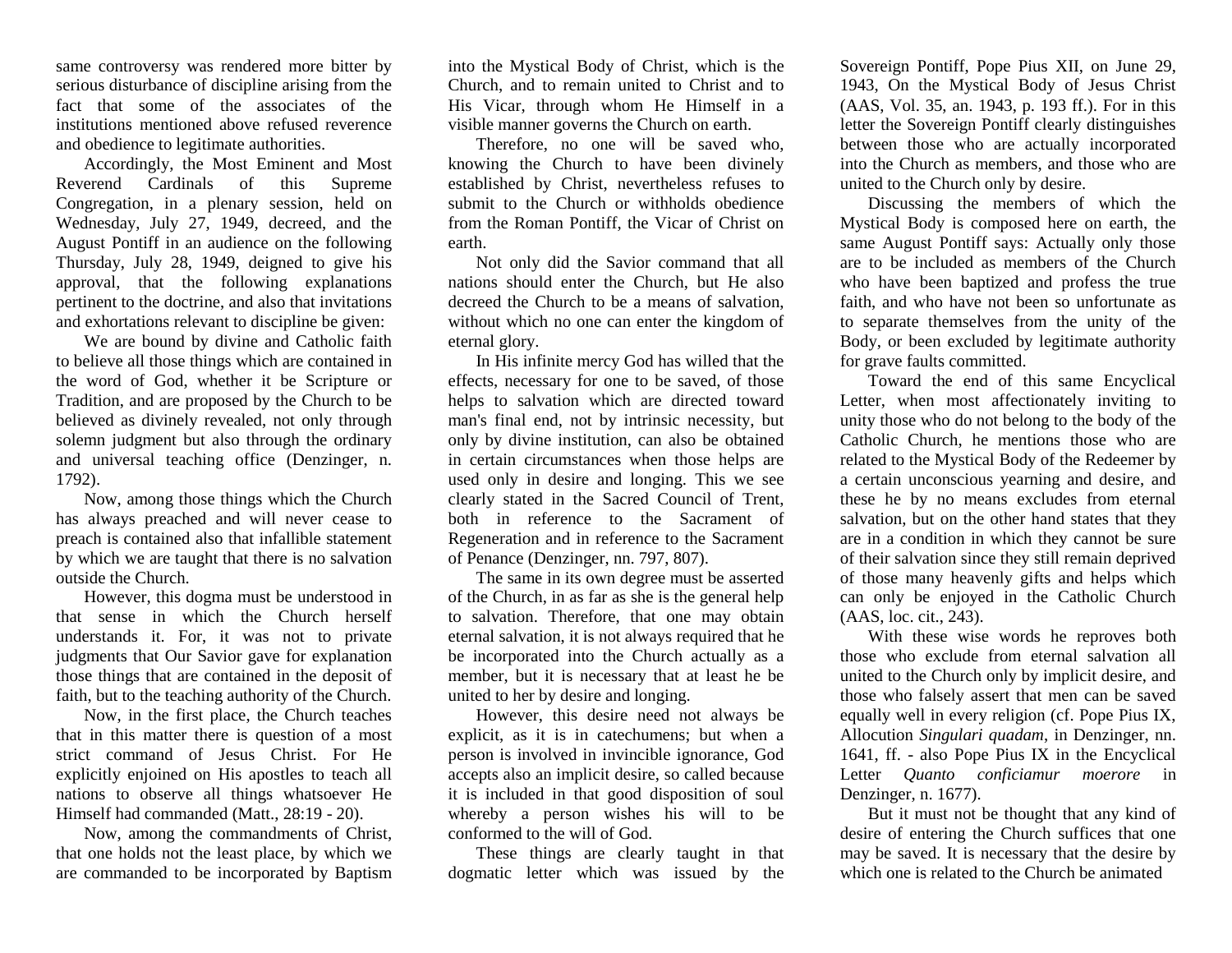same controversy was rendered more bitter by serious disturbance of discipline arising from the fact that some of the associates of the institutions mentioned above refused reverence and obedience to legitimate authorities.

Accordingly, the Most Eminent and Most Reverend Cardinals of this Supreme Congregation, in a plenary session, held on Wednesday, July 27, 1949, decreed, and the August Pontiff in an audience on the following Thursday, July 28, 1949, deigned to give his approval, that the following explanations pertinent to the doctrine, and also that invitations and exhortations relevant to discipline be given:

We are bound by divine and Catholic faith to believe all those things which are contained in the word of God, whether it be Scripture or Tradition, and are proposed by the Church to be believed as divinely revealed, not only through solemn judgment but also through the ordinary and universal teaching office (Denzinger, n. 1792).

Now, among those things which the Church has always preached and will never cease to preach is contained also that infallible statement by which we are taught that there is no salvation outside the Church.

However, this dogma must be understood in that sense in which the Church herself understands it. For, it was not to private judgments that Our Savior gave for explanation those things that are contained in the deposit of faith, but to the teaching authority of the Church.

Now, in the first place, the Church teaches that in this matter there is question of a most strict command of Jesus Christ. For He explicitly enjoined on His apostles to teach all nations to observe all things whatsoever He Himself had commanded (Matt., 28:19 - 20).

Now, among the commandments of Christ, that one holds not the least place, by which we are commanded to be incorporated by Baptism into the Mystical Body of Christ, which is the Church, and to remain united to Christ and to His Vicar, through whom He Himself in a visible manner governs the Church on earth.

Therefore, no one will be saved who, knowing the Church to have been divinely established by Christ, nevertheless refuses to submit to the Church or withholds obedience from the Roman Pontiff, the Vicar of Christ on earth.

Not only did the Savior command that all nations should enter the Church, but He also decreed the Church to be a means of salvation, without which no one can enter the kingdom of eternal glory.

In His infinite mercy God has willed that the effects, necessary for one to be saved, of those helps to salvation which are directed toward man's final end, not by intrinsic necessity, but only by divine institution, can also be obtained in certain circumstances when those helps are used only in desire and longing. This we see clearly stated in the Sacred Council of Trent, both in reference to the Sacrament of Regeneration and in reference to the Sacrament of Penance (Denzinger, nn. 797, 807).

The same in its own degree must be asserted of the Church, in as far as she is the general help to salvation. Therefore, that one may obtain eternal salvation, it is not always required that he be incorporated into the Church actually as a member, but it is necessary that at least he be united to her by desire and longing.

However, this desire need not always be explicit, as it is in catechumens; but when a person is involved in invincible ignorance, God accepts also an implicit desire, so called because it is included in that good disposition of soul whereby a person wishes his will to be conformed to the will of God.

These things are clearly taught in that dogmatic letter which was issued by the Sovereign Pontiff, Pope Pius XII, on June 29, 1943, On the Mystical Body of Jesus Christ (AAS, Vol. 35, an. 1943, p. 193 ff.). For in this letter the Sovereign Pontiff clearly distinguishes between those who are actually incorporated into the Church as members, and those who are united to the Church only by desire.

Discussing the members of which the Mystical Body is composed here on earth, the same August Pontiff says: Actually only those are to be included as members of the Church who have been baptized and profess the true faith, and who have not been so unfortunate as to separate themselves from the unity of the Body, or been excluded by legitimate authority for grave faults committed.

Toward the end of this same Encyclical Letter, when most affectionately inviting to unity those who do not belong to the body of the Catholic Church, he mentions those who are related to the Mystical Body of the Redeemer by a certain unconscious yearning and desire, and these he by no means excludes from eternal salvation, but on the other hand states that they are in a condition in which they cannot be sure of their salvation since they still remain deprived of those many heavenly gifts and helps which can only be enjoyed in the Catholic Church (AAS, loc. cit., 243).

With these wise words he reproves both those who exclude from eternal salvation all united to the Church only by implicit desire, and those who falsely assert that men can be saved equally well in every religion (cf. Pope Pius IX, Allocution *Singulari quadam*, in Denzinger, nn. 1641, ff. - also Pope Pius IX in the Encyclical Letter *Quanto conficiamur moerore* in Denzinger, n. 1677).

But it must not be thought that any kind of desire of entering the Church suffices that one may be saved. It is necessary that the desire by which one is related to the Church be animated